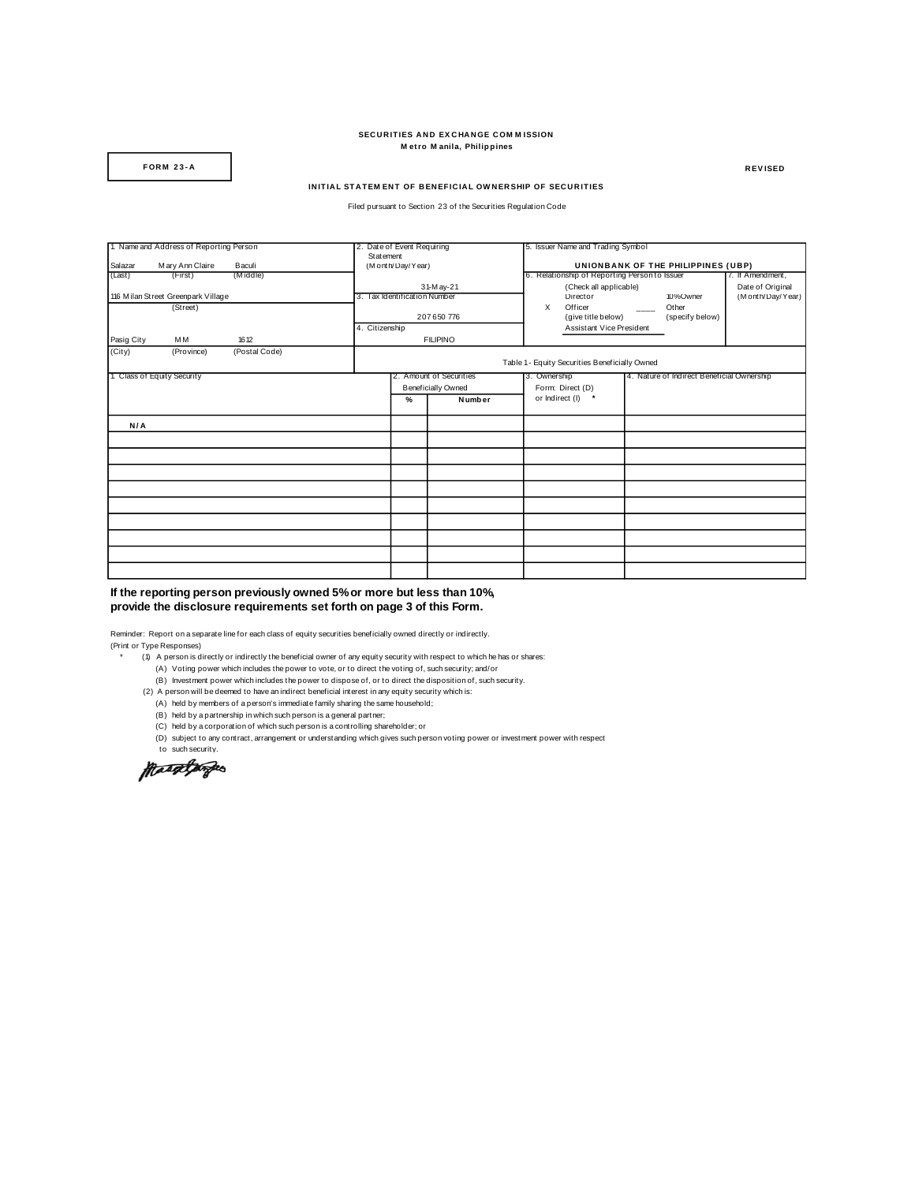**SECURITIES AND EXCHANGE COMMISSION**
**Metro Manila, Philippines**

**FORM 23-A**

**REVISED**

**INITIAL STATEMENT OF BENEFICIAL OWNERSHIP OF SECURITIES**

Filed pursuant to Section 23 of the Securities Regulation Code

| 1. Name and Address of Reporting Person | 2. Date of Event Requiring Statement (Month/Day/Year) | 5. Issuer Name and Trading Symbol | |
|---|---|---|---|
| Salazar (Last) Mary Ann Claire (First) Baculi (Middle) | 31-May-21 | **UNIONBANK OF THE PHILIPPINES (UBP)** | |
| 116 Milan Street Greenpark Village (Street) | 3. Tax Identification Number: 207 650 776 | 6. Relationship of Reporting Person to Issuer (Check all applicable)<br>___ Director ___ 10% Owner<br>X Officer (give title below) ____ Other (specify below)<br>Assistant Vice President | 7. If Amendment, Date of Original (Month/Day/Year) |
| Pasig City (City) MM (Province) 1612 (Postal Code) | 4. Citizenship: FILIPINO | | |

Table 1 - Equity Securities Beneficially Owned

| 1. Class of Equity Security | 2. Amount of Securities Beneficially Owned % | Number | 3. Ownership Form: Direct (D) or Indirect (I) * | 4. Nature of Indirect Beneficial Ownership |
|---|---|---|---|---|
| **N/A** | | | | |
| | | | | |
| | | | | |
| | | | | |
| | | | | |
| | | | | |
| | | | | |
| | | | | |
| | | | | |

**If the reporting person previously owned 5% or more but less than 10%, provide the disclosure requirements set forth on page 3 of this Form.**

Reminder: Report on a separate line for each class of equity securities beneficially owned directly or indirectly.
(Print or Type Responses)

\* (1) A person is directly or indirectly the beneficial owner of any equity security with respect to which he has or shares:
  (A) Voting power which includes the power to vote, or to direct the voting of, such security; and/or
  (B) Investment power which includes the power to dispose of, or to direct the disposition of, such security.
(2) A person will be deemed to have an indirect beneficial interest in any equity security which is:
  (A) held by members of a person's immediate family sharing the same household;
  (B) held by a partnership in which such person is a general partner;
  (C) held by a corporation of which such person is a controlling shareholder; or
  (D) subject to any contract, arrangement or understanding which gives such person voting power or investment power with respect to such security.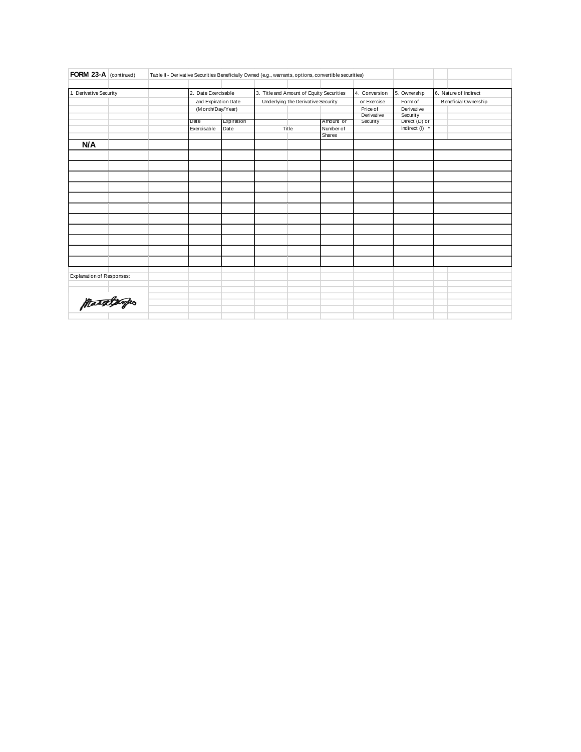**FORM 23-A** (continued) Table II - Derivative Securities Beneficially Owned (e.g., warrants, options, convertible securities)

| 1. Derivative Security | 2. Date Exercisable and Expiration Date (Month/Day/Year) | | 3. Title and Amount of Equity Securities Underlying the Derivative Security | | 4. Conversion or Exercise Price of Derivative Security | 5. Ownership Form of Derivative Security Direct (D) or Indirect (I) * | 6. Nature of Indirect Beneficial Ownership |
|---|---|---|---|---|---|---|---|
| | Date Exercisable | Expiration Date | Title | Amount or Number of Shares | | | |
| **N/A** | | | | | | | |
| | | | | | | | |
| | | | | | | | |
| | | | | | | | |
| | | | | | | | |
| | | | | | | | |
| | | | | | | | |
| | | | | | | | |
| | | | | | | | |
| | | | | | | | |
| | | | | | | | |
| | | | | | | | |

Explanation of Responses: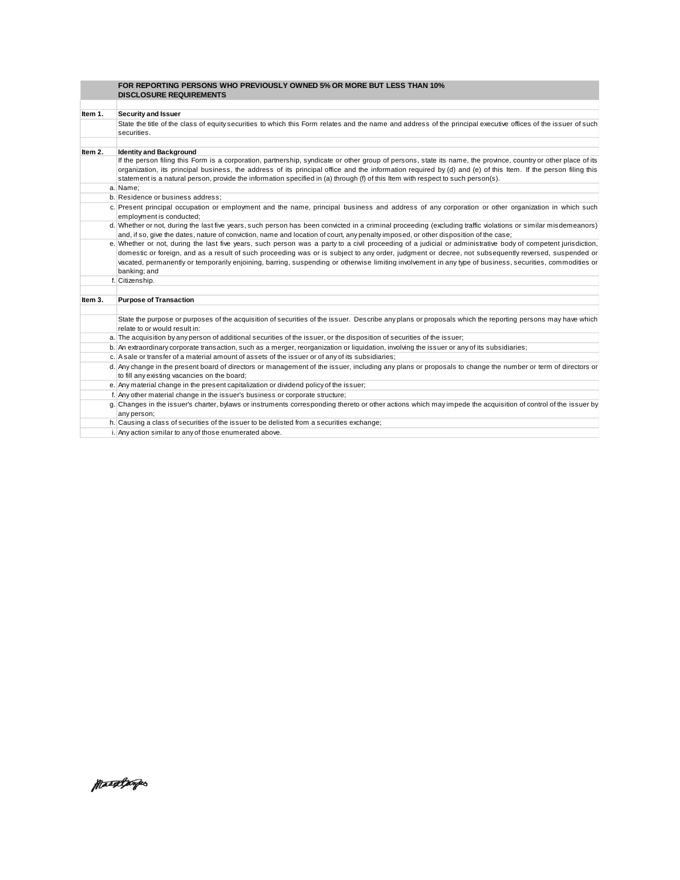| | FOR REPORTING PERSONS WHO PREVIOUSLY OWNED 5% OR MORE BUT LESS THAN 10%<br>DISCLOSURE REQUIREMENTS |
|---|---|
| | |
| **Item 1.** | **Security and Issuer** |
| | State the title of the class of equity securities to which this Form relates and the name and address of the principal executive offices of the issuer of such securities. |
| | |
| **Item 2.** | **Identity and Background** |
| | If the person filing this Form is a corporation, partnership, syndicate or other group of persons, state its name, the province, country or other place of its organization, its principal business, the address of its principal office and the information required by (d) and (e) of this Item. If the person filing this statement is a natural person, provide the information specified in (a) through (f) of this Item with respect to such person(s). |
| a. | Name; |
| b. | Residence or business address; |
| c. | Present principal occupation or employment and the name, principal business and address of any corporation or other organization in which such employment is conducted; |
| d. | Whether or not, during the last five years, such person has been convicted in a criminal proceeding (excluding traffic violations or similar misdemeanors) and, if so, give the dates, nature of conviction, name and location of court, any penalty imposed, or other disposition of the case; |
| e. | Whether or not, during the last five years, such person was a party to a civil proceeding of a judicial or administrative body of competent jurisdiction, domestic or foreign, and as a result of such proceeding was or is subject to any order, judgment or decree, not subsequently reversed, suspended or vacated, permanently or temporarily enjoining, barring, suspending or otherwise limiting involvement in any type of business, securities, commodities or banking; and |
| f. | Citizenship. |
| | |
| **Item 3.** | **Purpose of Transaction** |
| | |
| | State the purpose or purposes of the acquisition of securities of the issuer. Describe any plans or proposals which the reporting persons may have which relate to or would result in: |
| a. | The acquisition by any person of additional securities of the issuer, or the disposition of securities of the issuer; |
| b. | An extraordinary corporate transaction, such as a merger, reorganization or liquidation, involving the issuer or any of its subsidiaries; |
| c. | A sale or transfer of a material amount of assets of the issuer or of any of its subsidiaries; |
| d. | Any change in the present board of directors or management of the issuer, including any plans or proposals to change the number or term of directors or to fill any existing vacancies on the board; |
| e. | Any material change in the present capitalization or dividend policy of the issuer; |
| f. | Any other material change in the issuer's business or corporate structure; |
| g. | Changes in the issuer's charter, bylaws or instruments corresponding thereto or other actions which may impede the acquisition of control of the issuer by any person; |
| h. | Causing a class of securities of the issuer to be delisted from a securities exchange; |
| i. | Any action similar to any of those enumerated above. |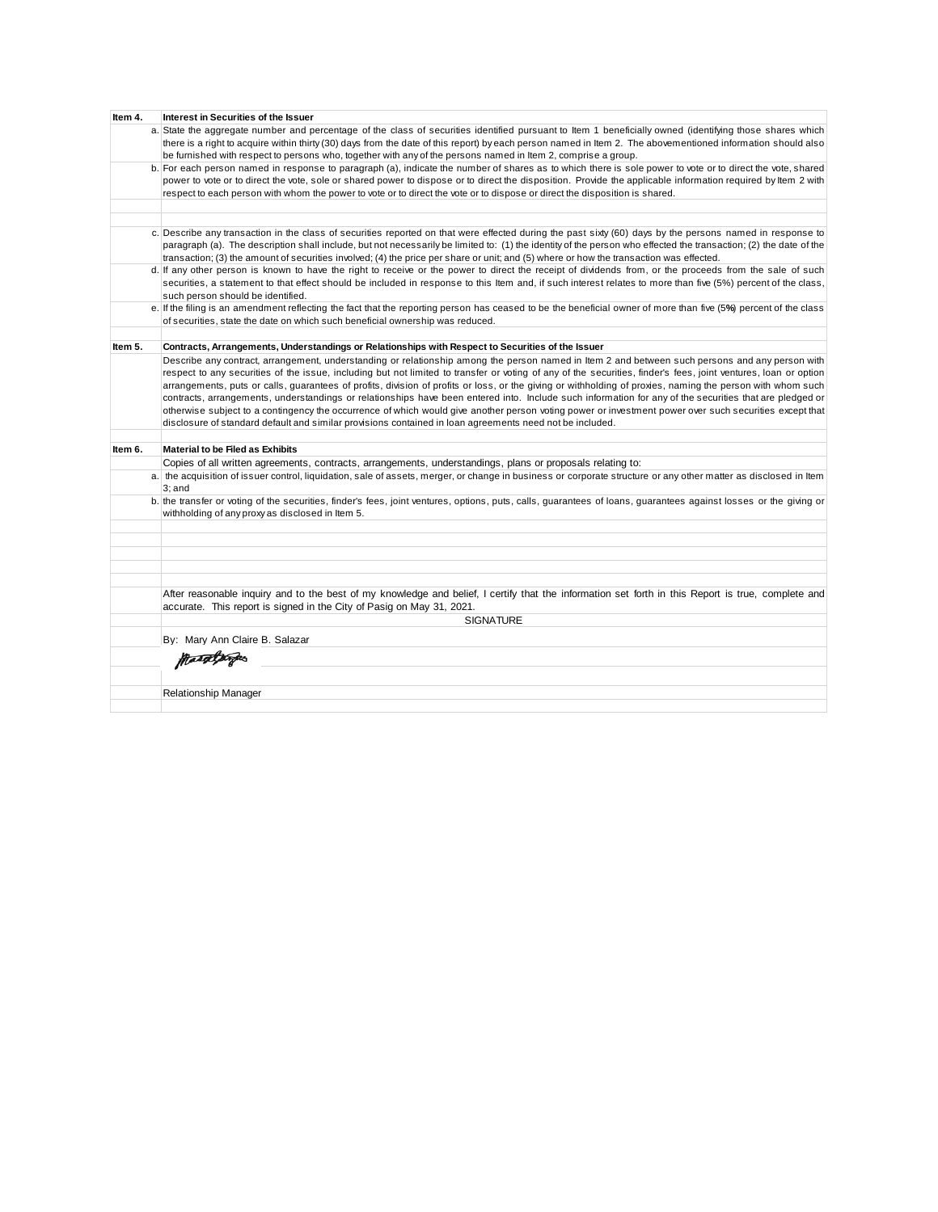| | |
|---|---|
| **Item 4.** | **Interest in Securities of the Issuer** |
| a. | State the aggregate number and percentage of the class of securities identified pursuant to Item 1 beneficially owned (identifying those shares which there is a right to acquire within thirty (30) days from the date of this report) by each person named in Item 2. The abovementioned information should also be furnished with respect to persons who, together with any of the persons named in Item 2, comprise a group. |
| b. | For each person named in response to paragraph (a), indicate the number of shares as to which there is sole power to vote or to direct the vote, shared power to vote or to direct the vote, sole or shared power to dispose or to direct the disposition. Provide the applicable information required by Item 2 with respect to each person with whom the power to vote or to direct the vote or to dispose or direct the disposition is shared. |
| | |
| | |
| c. | Describe any transaction in the class of securities reported on that were effected during the past sixty (60) days by the persons named in response to paragraph (a). The description shall include, but not necessarily be limited to: (1) the identity of the person who effected the transaction; (2) the date of the transaction; (3) the amount of securities involved; (4) the price per share or unit; and (5) where or how the transaction was effected. |
| d. | If any other person is known to have the right to receive or the power to direct the receipt of dividends from, or the proceeds from the sale of such securities, a statement to that effect should be included in response to this Item and, if such interest relates to more than five (5%) percent of the class, such person should be identified. |
| e. | If the filing is an amendment reflecting the fact that the reporting person has ceased to be the beneficial owner of more than five (5%) percent of the class of securities, state the date on which such beneficial ownership was reduced. |
| | |
| **Item 5.** | **Contracts, Arrangements, Understandings or Relationships with Respect to Securities of the Issuer** |
| | Describe any contract, arrangement, understanding or relationship among the person named in Item 2 and between such persons and any person with respect to any securities of the issue, including but not limited to transfer or voting of any of the securities, finder's fees, joint ventures, loan or option arrangements, puts or calls, guarantees of profits, division of profits or loss, or the giving or withholding of proxies, naming the person with whom such contracts, arrangements, understandings or relationships have been entered into. Include such information for any of the securities that are pledged or otherwise subject to a contingency the occurrence of which would give another person voting power or investment power over such securities except that disclosure of standard default and similar provisions contained in loan agreements need not be included. |
| | |
| **Item 6.** | **Material to be Filed as Exhibits** |
| | Copies of all written agreements, contracts, arrangements, understandings, plans or proposals relating to: |
| a. | the acquisition of issuer control, liquidation, sale of assets, merger, or change in business or corporate structure or any other matter as disclosed in Item 3; and |
| b. | the transfer or voting of the securities, finder's fees, joint ventures, options, puts, calls, guarantees of loans, guarantees against losses or the giving or withholding of any proxy as disclosed in Item 5. |
| | |
| | |
| | |
| | |
| | |
| | After reasonable inquiry and to the best of my knowledge and belief, I certify that the information set forth in this Report is true, complete and accurate. This report is signed in the City of Pasig on May 31, 2021. |
| | SIGNATURE |
| | By: Mary Ann Claire B. Salazar |
| | |
| | |
| | Relationship Manager |
| | |